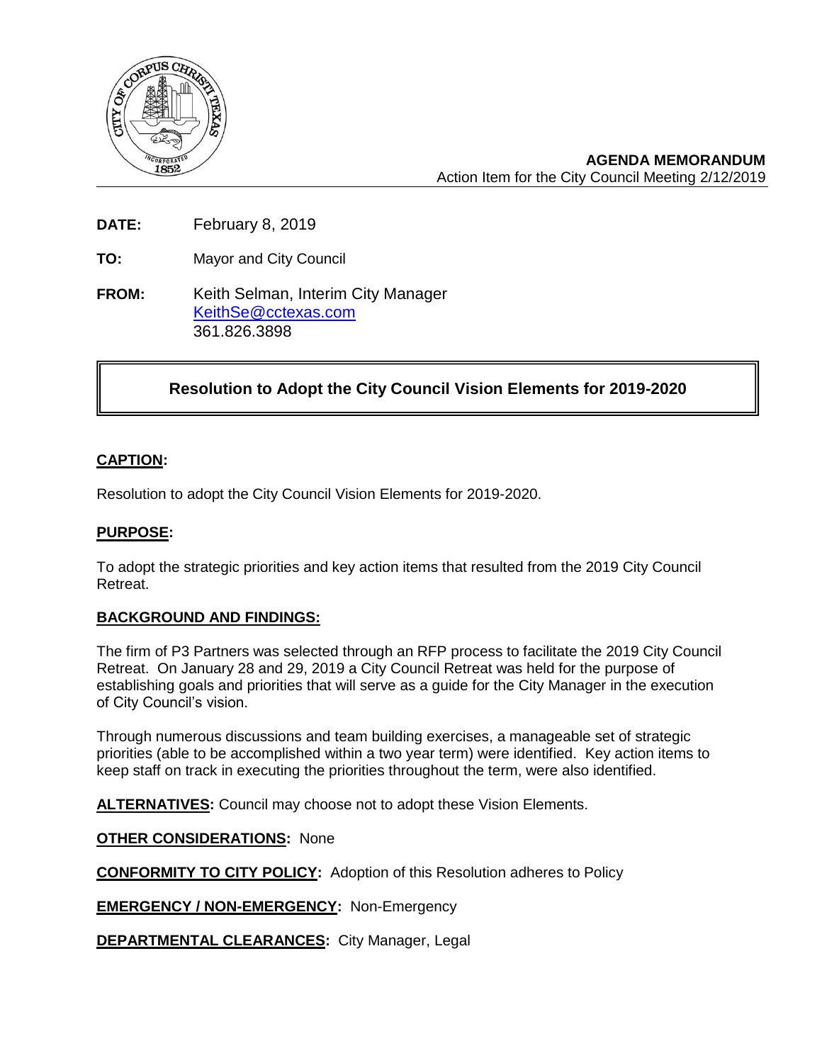**AGENDA MEMORANDUM**
Action Item for the City Council Meeting 2/12/2019

**DATE:** February 8, 2019

**TO:** Mayor and City Council

**FROM:** Keith Selman, Interim City Manager
KeithSe@cctexas.com
361.826.3898

## Resolution to Adopt the City Council Vision Elements for 2019-2020

**CAPTION:**

Resolution to adopt the City Council Vision Elements for 2019-2020.

**PURPOSE:**

To adopt the strategic priorities and key action items that resulted from the 2019 City Council Retreat.

**BACKGROUND AND FINDINGS:**

The firm of P3 Partners was selected through an RFP process to facilitate the 2019 City Council Retreat. On January 28 and 29, 2019 a City Council Retreat was held for the purpose of establishing goals and priorities that will serve as a guide for the City Manager in the execution of City Council's vision.

Through numerous discussions and team building exercises, a manageable set of strategic priorities (able to be accomplished within a two year term) were identified. Key action items to keep staff on track in executing the priorities throughout the term, were also identified.

**ALTERNATIVES:** Council may choose not to adopt these Vision Elements.

**OTHER CONSIDERATIONS:** None

**CONFORMITY TO CITY POLICY:** Adoption of this Resolution adheres to Policy

**EMERGENCY / NON-EMERGENCY:** Non-Emergency

**DEPARTMENTAL CLEARANCES:** City Manager, Legal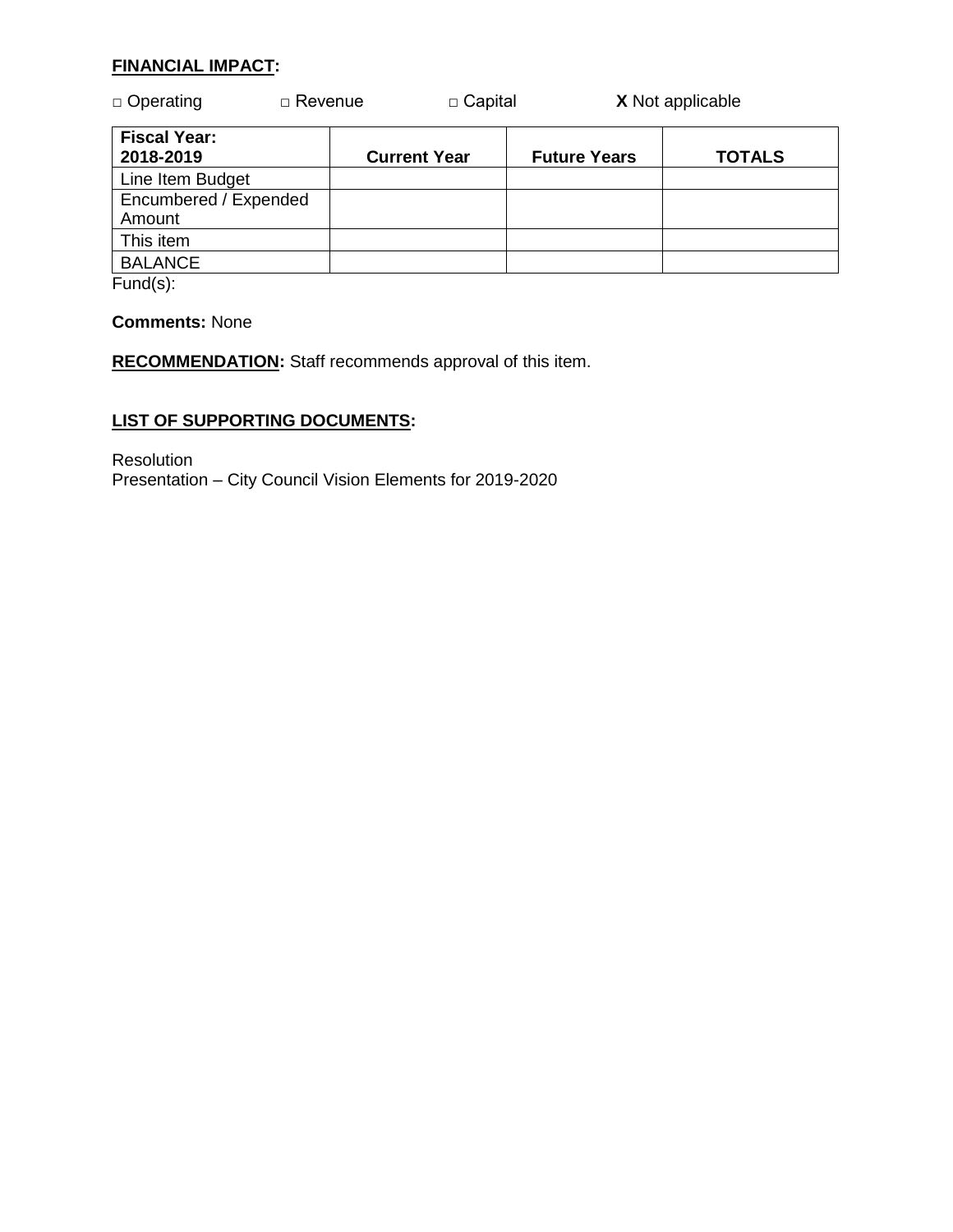**FINANCIAL IMPACT:**

□ Operating □ Revenue □ Capital **X** Not applicable

| **Fiscal Year: 2018-2019** | **Current Year** | **Future Years** | **TOTALS** |
|---|---|---|---|
| Line Item Budget | | | |
| Encumbered / Expended Amount | | | |
| This item | | | |
| BALANCE | | | |

Fund(s):

**Comments:** None

**RECOMMENDATION:** Staff recommends approval of this item.

**LIST OF SUPPORTING DOCUMENTS:**

Resolution
Presentation – City Council Vision Elements for 2019-2020